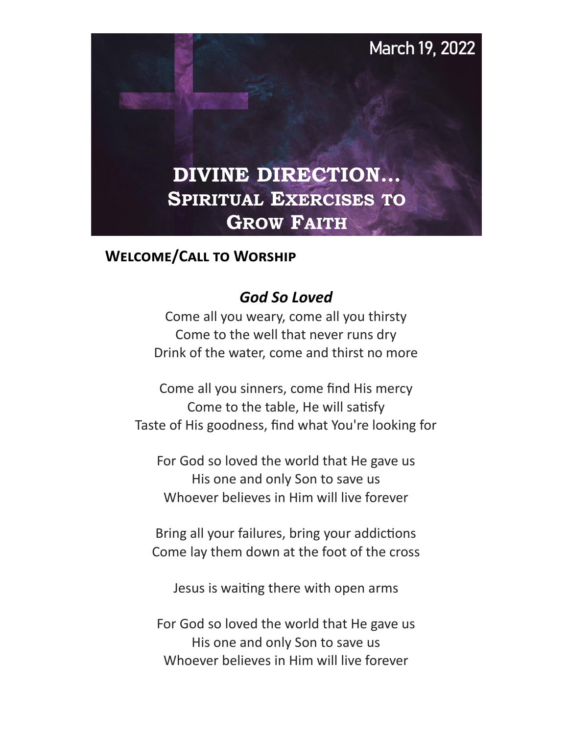March 19, 2022

# DIVINE DIRECTION...
## Spiritual Exercises to Grow Faith

### Welcome/Call to Worship

***God So Loved***

Come all you weary, come all you thirsty
Come to the well that never runs dry
Drink of the water, come and thirst no more

Come all you sinners, come find His mercy
Come to the table, He will satisfy
Taste of His goodness, find what You're looking for

For God so loved the world that He gave us
His one and only Son to save us
Whoever believes in Him will live forever

Bring all your failures, bring your addictions
Come lay them down at the foot of the cross

Jesus is waiting there with open arms

For God so loved the world that He gave us
His one and only Son to save us
Whoever believes in Him will live forever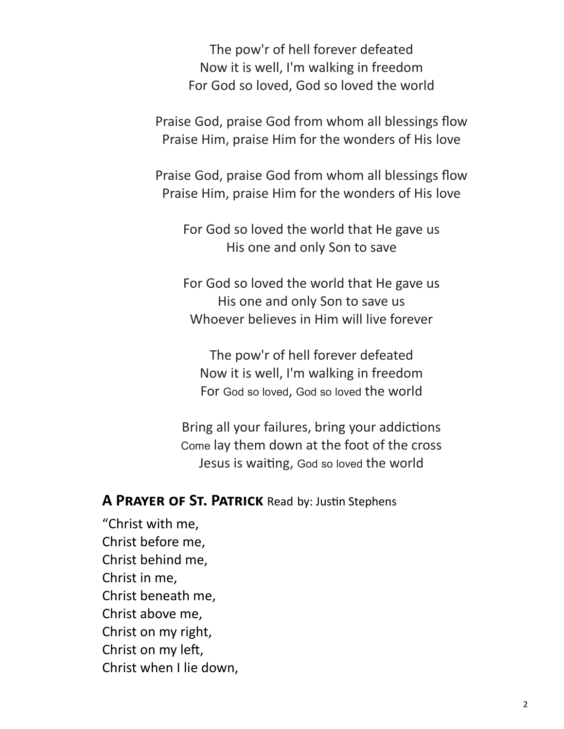The pow'r of hell forever defeated
Now it is well, I'm walking in freedom
For God so loved, God so loved the world

Praise God, praise God from whom all blessings flow
Praise Him, praise Him for the wonders of His love

Praise God, praise God from whom all blessings flow
Praise Him, praise Him for the wonders of His love

For God so loved the world that He gave us
His one and only Son to save

For God so loved the world that He gave us
His one and only Son to save us
Whoever believes in Him will live forever

The pow'r of hell forever defeated
Now it is well, I'm walking in freedom
For God so loved, God so loved the world

Bring all your failures, bring your addictions
Come lay them down at the foot of the cross
Jesus is waiting, God so loved the world

**A Prayer of St. Patrick** Read by: Justin Stephens

"Christ with me,
Christ before me,
Christ behind me,
Christ in me,
Christ beneath me,
Christ above me,
Christ on my right,
Christ on my left,
Christ when I lie down,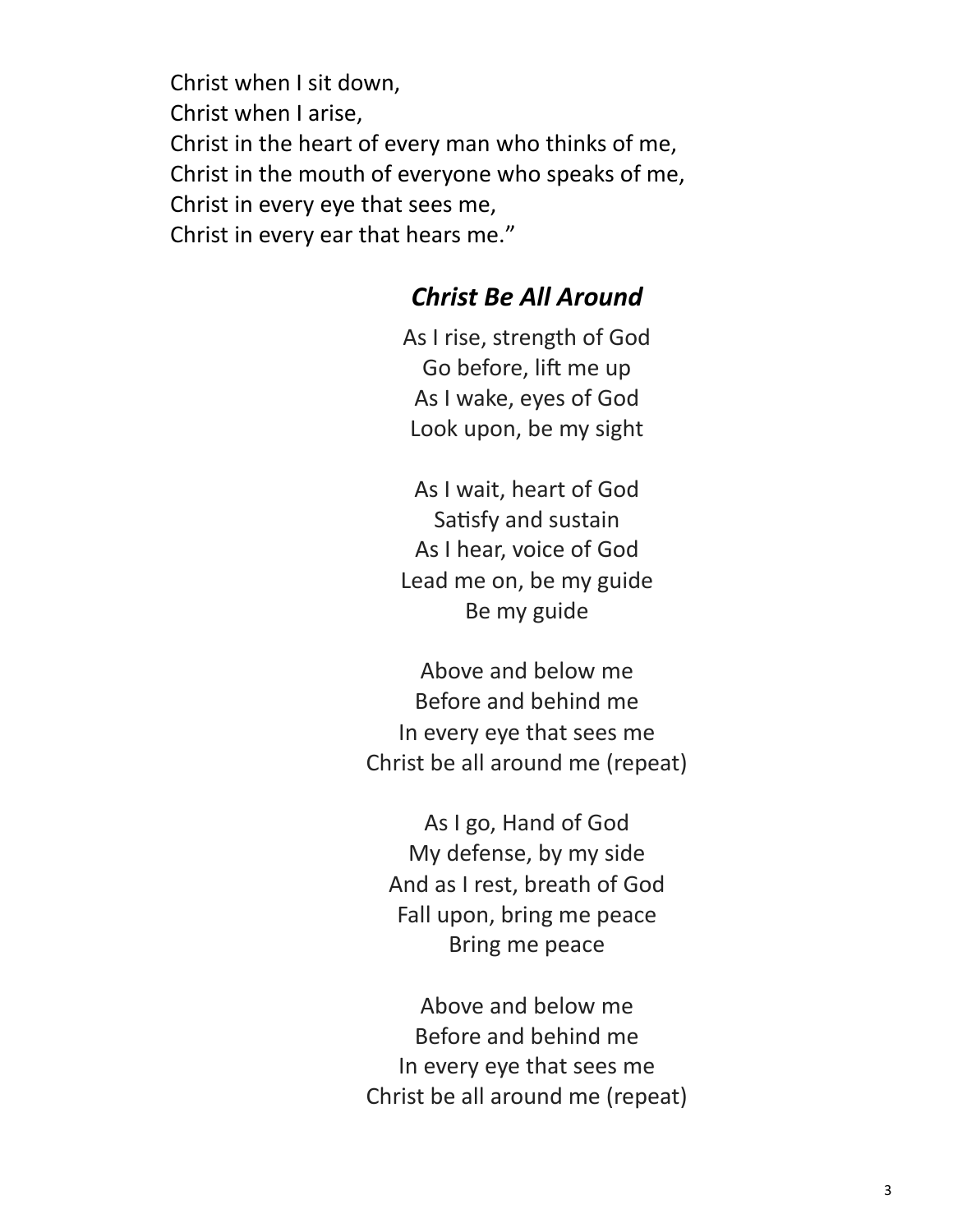Christ when I sit down,
Christ when I arise,
Christ in the heart of every man who thinks of me,
Christ in the mouth of everyone who speaks of me,
Christ in every eye that sees me,
Christ in every ear that hears me."

### *Christ Be All Around*

As I rise, strength of God
Go before, lift me up
As I wake, eyes of God
Look upon, be my sight

As I wait, heart of God
Satisfy and sustain
As I hear, voice of God
Lead me on, be my guide
Be my guide

Above and below me
Before and behind me
In every eye that sees me
Christ be all around me (repeat)

As I go, Hand of God
My defense, by my side
And as I rest, breath of God
Fall upon, bring me peace
Bring me peace

Above and below me
Before and behind me
In every eye that sees me
Christ be all around me (repeat)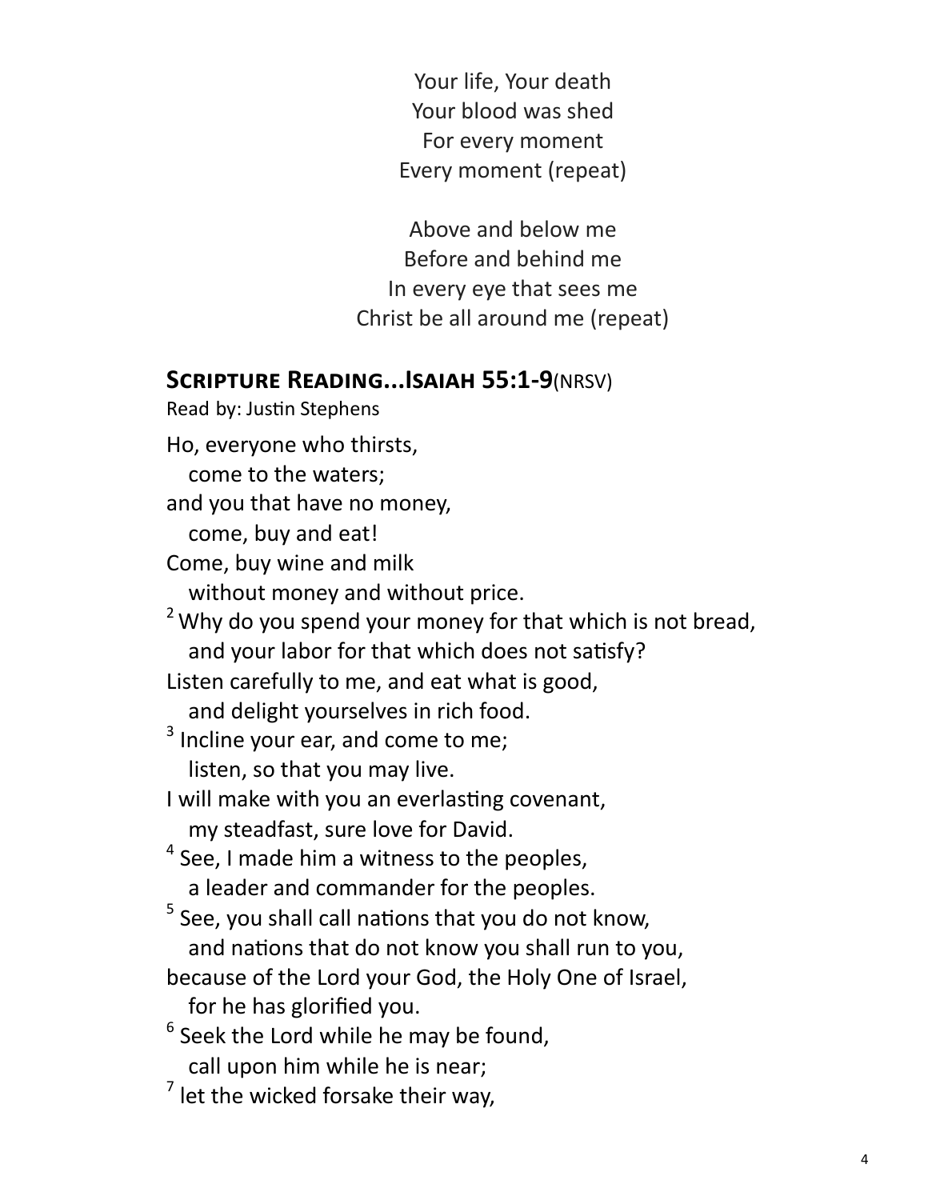Your life, Your death  
Your blood was shed  
For every moment  
Every moment (repeat)

Above and below me  
Before and behind me  
In every eye that sees me  
Christ be all around me (repeat)

## **Scripture Reading...Isaiah 55:1-9**(NRSV)

Read by: Justin Stephens

Ho, everyone who thirsts,  
   come to the waters;  
and you that have no money,  
   come, buy and eat!  
Come, buy wine and milk  
   without money and without price.  
[2] Why do you spend your money for that which is not bread,  
   and your labor for that which does not satisfy?  
Listen carefully to me, and eat what is good,  
   and delight yourselves in rich food.  
[3] Incline your ear, and come to me;  
   listen, so that you may live.  
I will make with you an everlasting covenant,  
   my steadfast, sure love for David.  
[4] See, I made him a witness to the peoples,  
   a leader and commander for the peoples.  
[5] See, you shall call nations that you do not know,  
   and nations that do not know you shall run to you,  
because of the Lord your God, the Holy One of Israel,  
   for he has glorified you.  
[6] Seek the Lord while he may be found,  
   call upon him while he is near;  
[7] let the wicked forsake their way,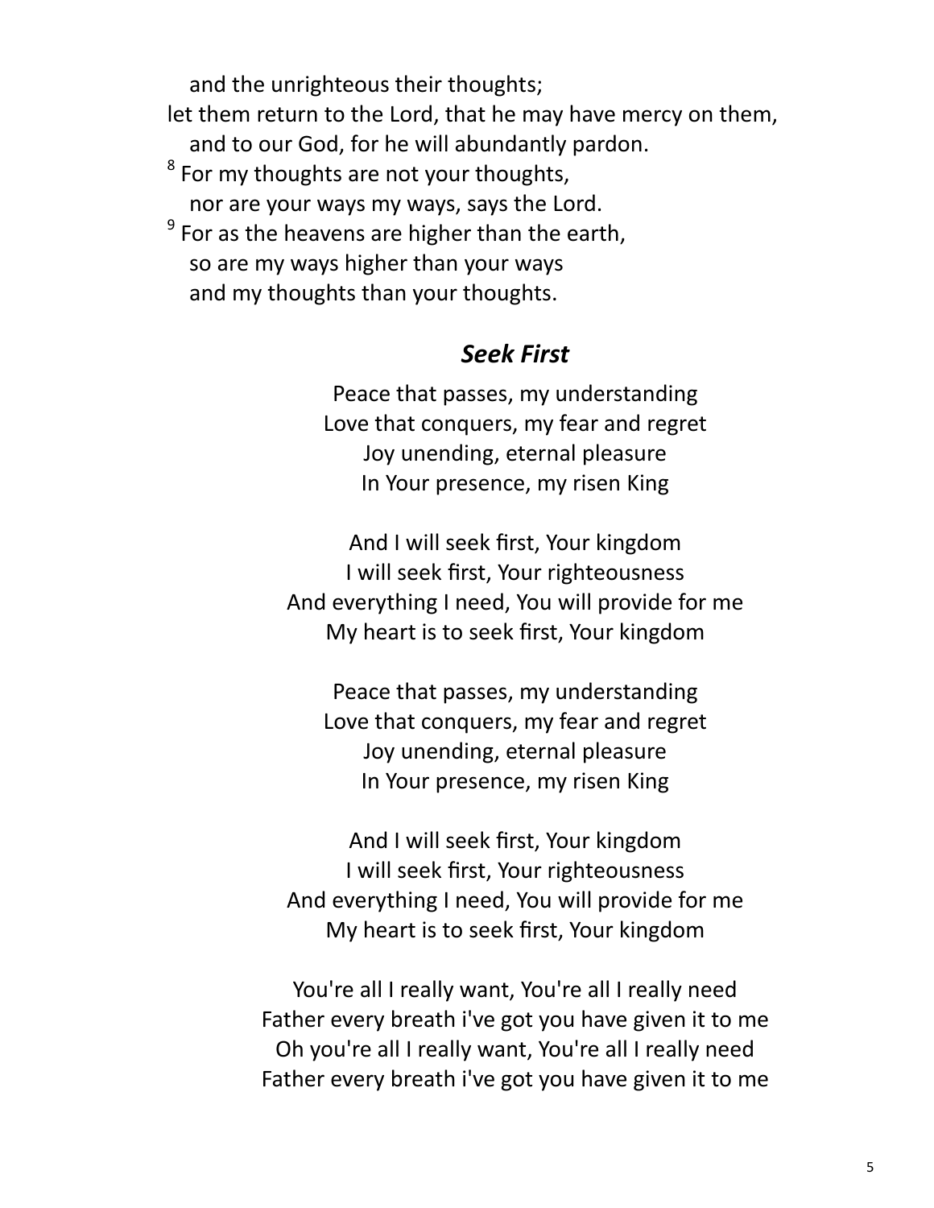and the unrighteous their thoughts;
let them return to the Lord, that he may have mercy on them,
and to our God, for he will abundantly pardon.
[8] For my thoughts are not your thoughts,
nor are your ways my ways, says the Lord.
[9] For as the heavens are higher than the earth,
so are my ways higher than your ways
and my thoughts than your thoughts.

## *Seek First*

Peace that passes, my understanding
Love that conquers, my fear and regret
Joy unending, eternal pleasure
In Your presence, my risen King

And I will seek first, Your kingdom
I will seek first, Your righteousness
And everything I need, You will provide for me
My heart is to seek first, Your kingdom

Peace that passes, my understanding
Love that conquers, my fear and regret
Joy unending, eternal pleasure
In Your presence, my risen King

And I will seek first, Your kingdom
I will seek first, Your righteousness
And everything I need, You will provide for me
My heart is to seek first, Your kingdom

You're all I really want, You're all I really need
Father every breath i've got you have given it to me
Oh you're all I really want, You're all I really need
Father every breath i've got you have given it to me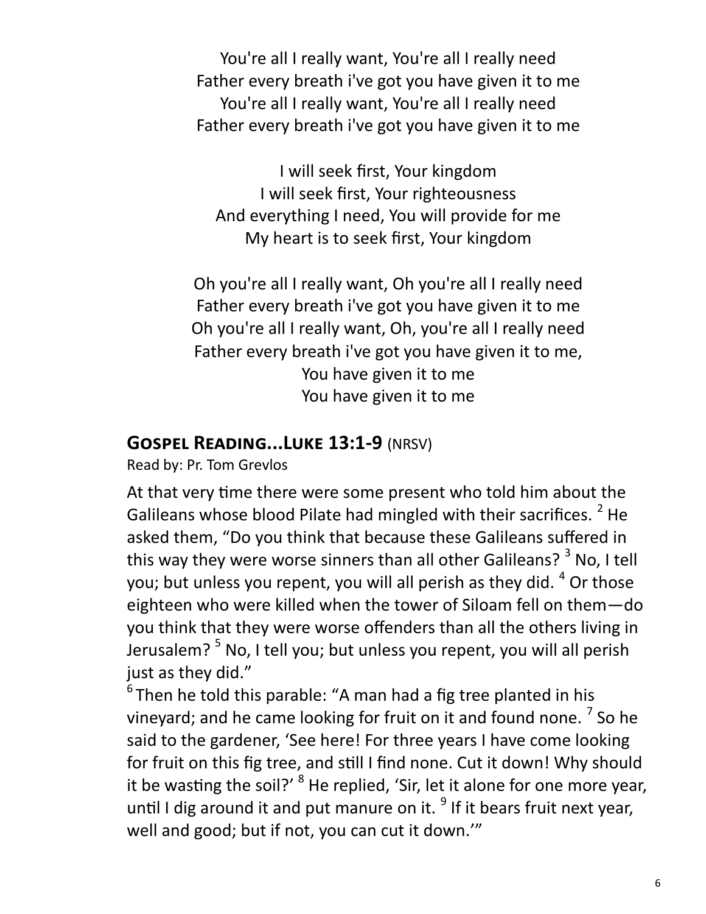You're all I really want, You're all I really need
Father every breath i've got you have given it to me
You're all I really want, You're all I really need
Father every breath i've got you have given it to me

I will seek first, Your kingdom
I will seek first, Your righteousness
And everything I need, You will provide for me
My heart is to seek first, Your kingdom

Oh you're all I really want, Oh you're all I really need
Father every breath i've got you have given it to me
Oh you're all I really want, Oh, you're all I really need
Father every breath i've got you have given it to me,
You have given it to me
You have given it to me

## Gospel Reading...Luke 13:1-9 (NRSV)

Read by: Pr. Tom Grevlos

At that very time there were some present who told him about the Galileans whose blood Pilate had mingled with their sacrifices. [2] He asked them, "Do you think that because these Galileans suffered in this way they were worse sinners than all other Galileans? [3] No, I tell you; but unless you repent, you will all perish as they did. [4] Or those eighteen who were killed when the tower of Siloam fell on them—do you think that they were worse offenders than all the others living in Jerusalem? [5] No, I tell you; but unless you repent, you will all perish just as they did."

[6] Then he told this parable: "A man had a fig tree planted in his vineyard; and he came looking for fruit on it and found none. [7] So he said to the gardener, 'See here! For three years I have come looking for fruit on this fig tree, and still I find none. Cut it down! Why should it be wasting the soil?' [8] He replied, 'Sir, let it alone for one more year, until I dig around it and put manure on it. [9] If it bears fruit next year, well and good; but if not, you can cut it down.'"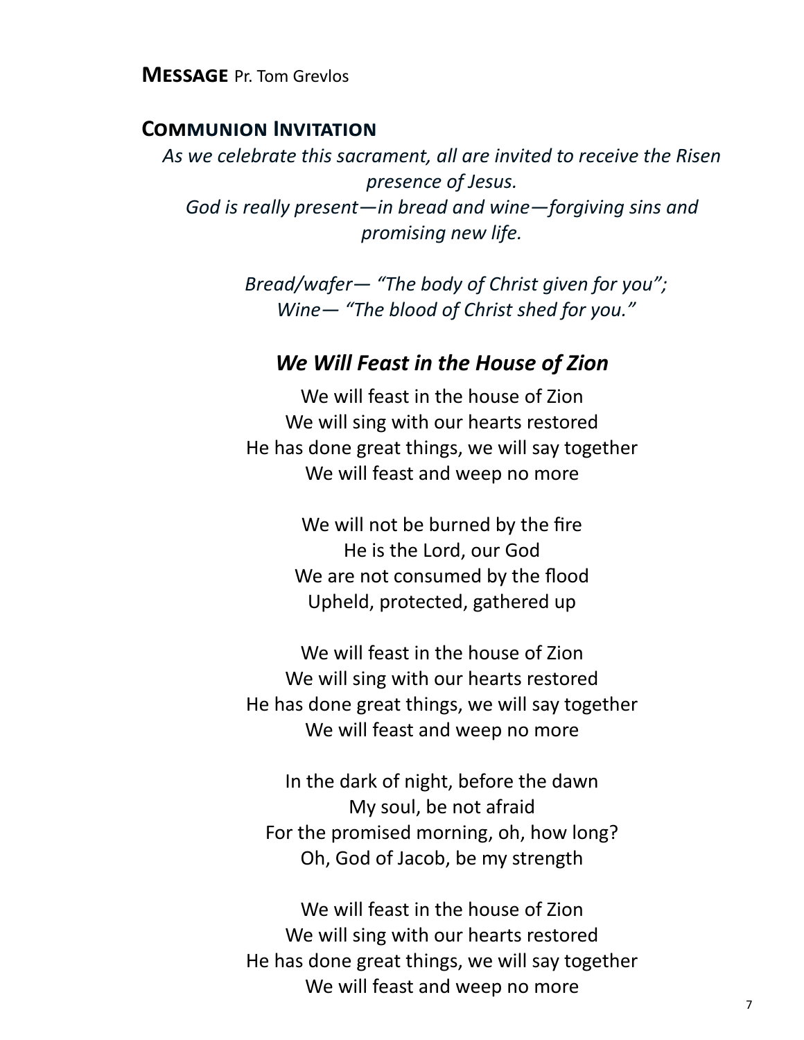**MESSAGE** Pr. Tom Grevlos

## COMMUNION INVITATION

*As we celebrate this sacrament, all are invited to receive the Risen presence of Jesus.*
*God is really present—in bread and wine—forgiving sins and promising new life.*

*Bread/wafer— "The body of Christ given for you";*
*Wine— "The blood of Christ shed for you."*

### *We Will Feast in the House of Zion*

We will feast in the house of Zion
We will sing with our hearts restored
He has done great things, we will say together
We will feast and weep no more

We will not be burned by the fire
He is the Lord, our God
We are not consumed by the flood
Upheld, protected, gathered up

We will feast in the house of Zion
We will sing with our hearts restored
He has done great things, we will say together
We will feast and weep no more

In the dark of night, before the dawn
My soul, be not afraid
For the promised morning, oh, how long?
Oh, God of Jacob, be my strength

We will feast in the house of Zion
We will sing with our hearts restored
He has done great things, we will say together
We will feast and weep no more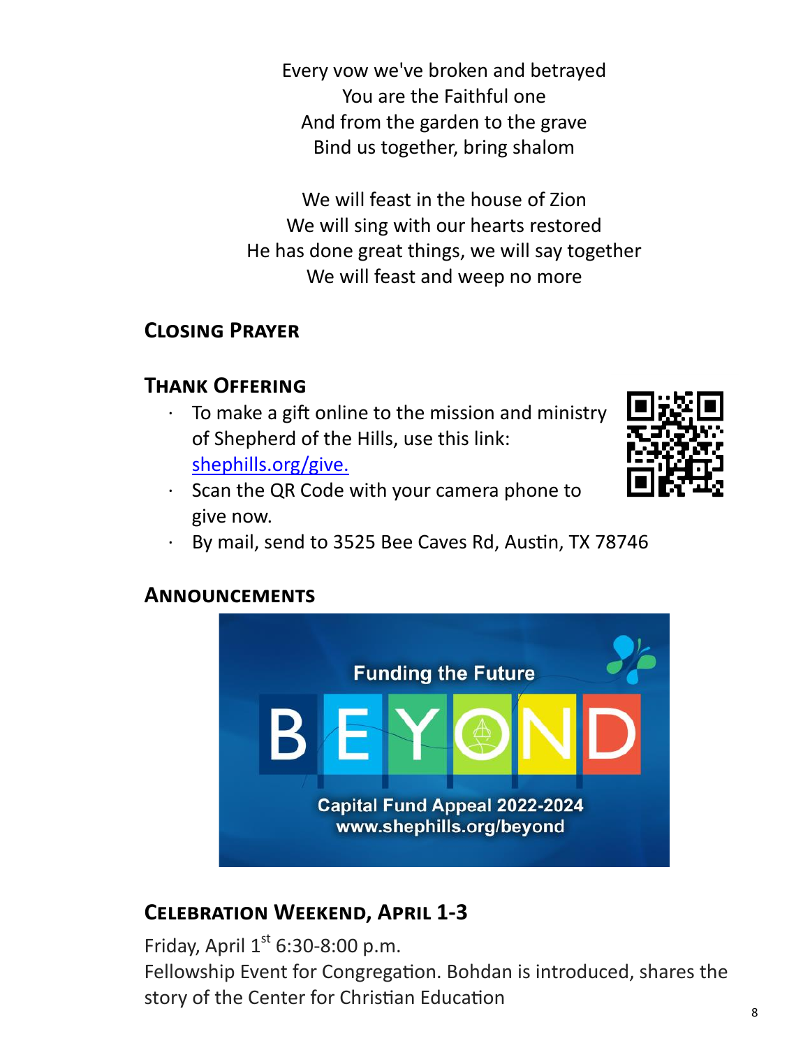Every vow we've broken and betrayed
You are the Faithful one
And from the garden to the grave
Bind us together, bring shalom

We will feast in the house of Zion
We will sing with our hearts restored
He has done great things, we will say together
We will feast and weep no more

## Closing Prayer

## Thank Offering

- To make a gift online to the mission and ministry of Shepherd of the Hills, use this link: shephills.org/give.
- Scan the QR Code with your camera phone to give now.
- By mail, send to 3525 Bee Caves Rd, Austin, TX 78746

## Announcements

Funding the Future

BEYOND

Capital Fund Appeal 2022-2024
www.shephills.org/beyond

## Celebration Weekend, April 1-3

Friday, April 1st 6:30-8:00 p.m.
Fellowship Event for Congregation. Bohdan is introduced, shares the story of the Center for Christian Education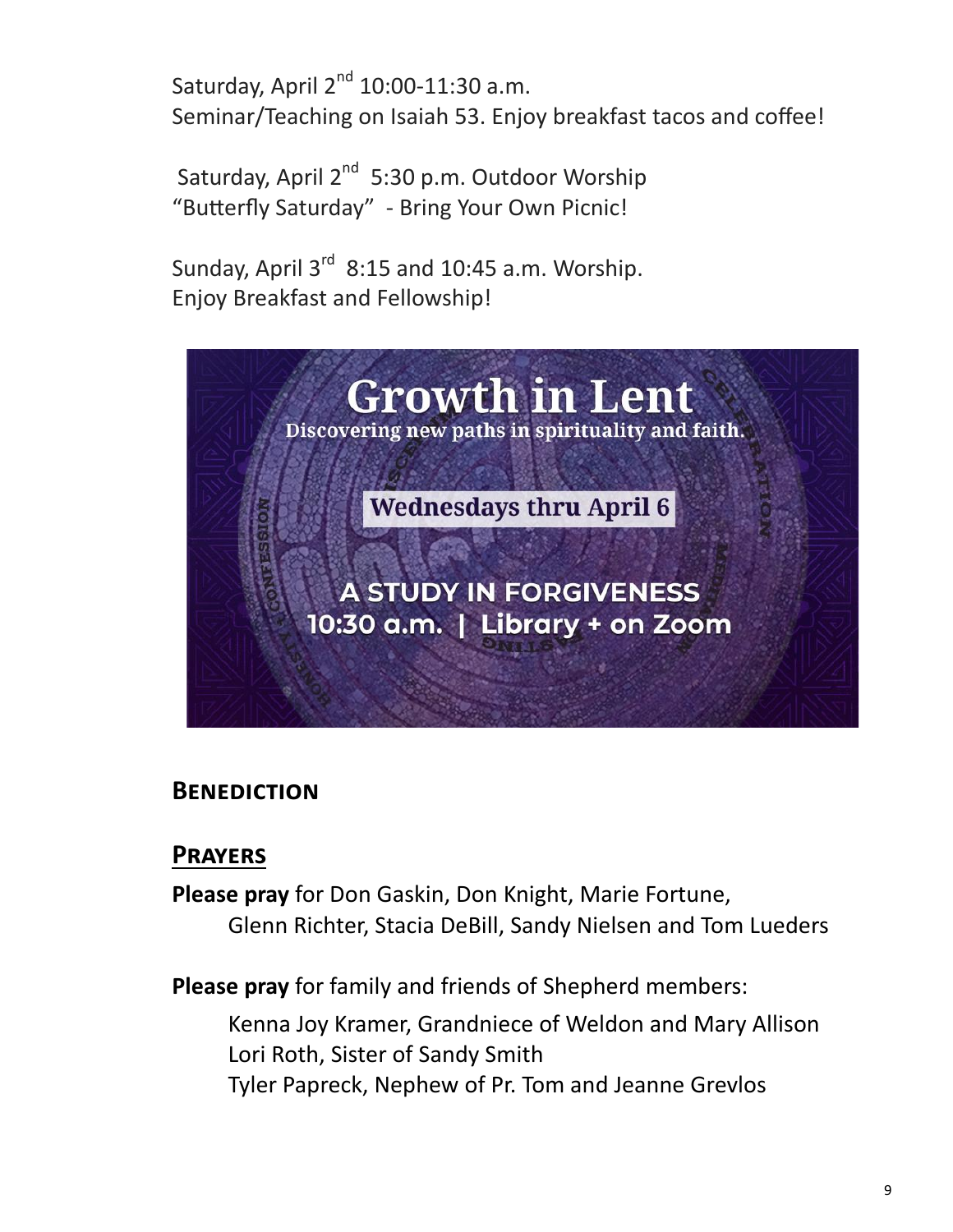Saturday, April 2nd 10:00-11:30 a.m.
Seminar/Teaching on Isaiah 53. Enjoy breakfast tacos and coffee!

Saturday, April 2nd 5:30 p.m. Outdoor Worship
"Butterfly Saturday" - Bring Your Own Picnic!

Sunday, April 3rd 8:15 and 10:45 a.m. Worship.
Enjoy Breakfast and Fellowship!

**Growth in Lent**
Discovering new paths in spirituality and faith.

**Wednesdays thru April 6**

**A STUDY IN FORGIVENESS**
**10:30 a.m. | Library + on Zoom**

## Benediction

## Prayers

**Please pray** for Don Gaskin, Don Knight, Marie Fortune,
Glenn Richter, Stacia DeBill, Sandy Nielsen and Tom Lueders

**Please pray** for family and friends of Shepherd members:

Kenna Joy Kramer, Grandniece of Weldon and Mary Allison
Lori Roth, Sister of Sandy Smith
Tyler Papreck, Nephew of Pr. Tom and Jeanne Grevlos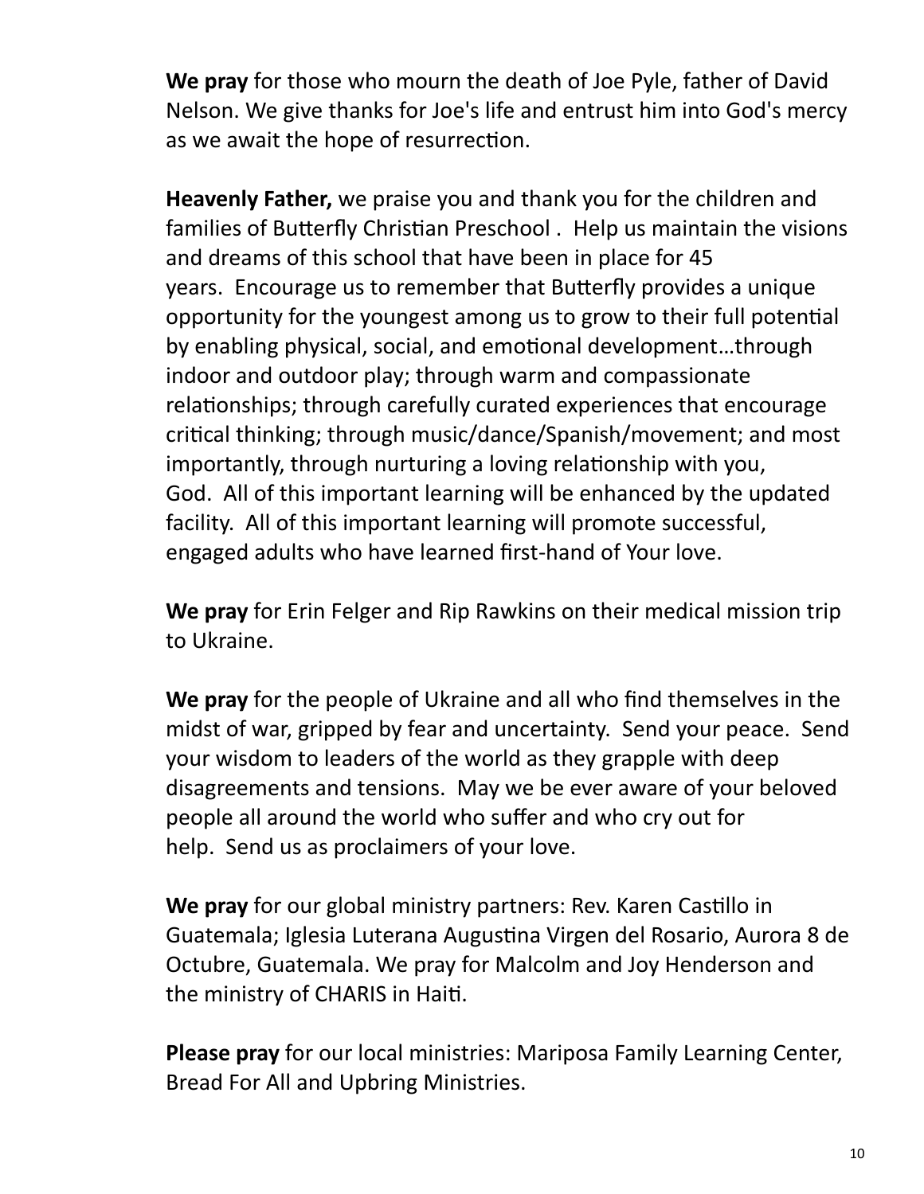**We pray** for those who mourn the death of Joe Pyle, father of David Nelson. We give thanks for Joe's life and entrust him into God's mercy as we await the hope of resurrection.

**Heavenly Father,** we praise you and thank you for the children and families of Butterfly Christian Preschool . Help us maintain the visions and dreams of this school that have been in place for 45 years. Encourage us to remember that Butterfly provides a unique opportunity for the youngest among us to grow to their full potential by enabling physical, social, and emotional development…through indoor and outdoor play; through warm and compassionate relationships; through carefully curated experiences that encourage critical thinking; through music/dance/Spanish/movement; and most importantly, through nurturing a loving relationship with you, God. All of this important learning will be enhanced by the updated facility. All of this important learning will promote successful, engaged adults who have learned first-hand of Your love.

**We pray** for Erin Felger and Rip Rawkins on their medical mission trip to Ukraine.

**We pray** for the people of Ukraine and all who find themselves in the midst of war, gripped by fear and uncertainty. Send your peace. Send your wisdom to leaders of the world as they grapple with deep disagreements and tensions. May we be ever aware of your beloved people all around the world who suffer and who cry out for help. Send us as proclaimers of your love.

**We pray** for our global ministry partners: Rev. Karen Castillo in Guatemala; Iglesia Luterana Augustina Virgen del Rosario, Aurora 8 de Octubre, Guatemala. We pray for Malcolm and Joy Henderson and the ministry of CHARIS in Haiti.

**Please pray** for our local ministries: Mariposa Family Learning Center, Bread For All and Upbring Ministries.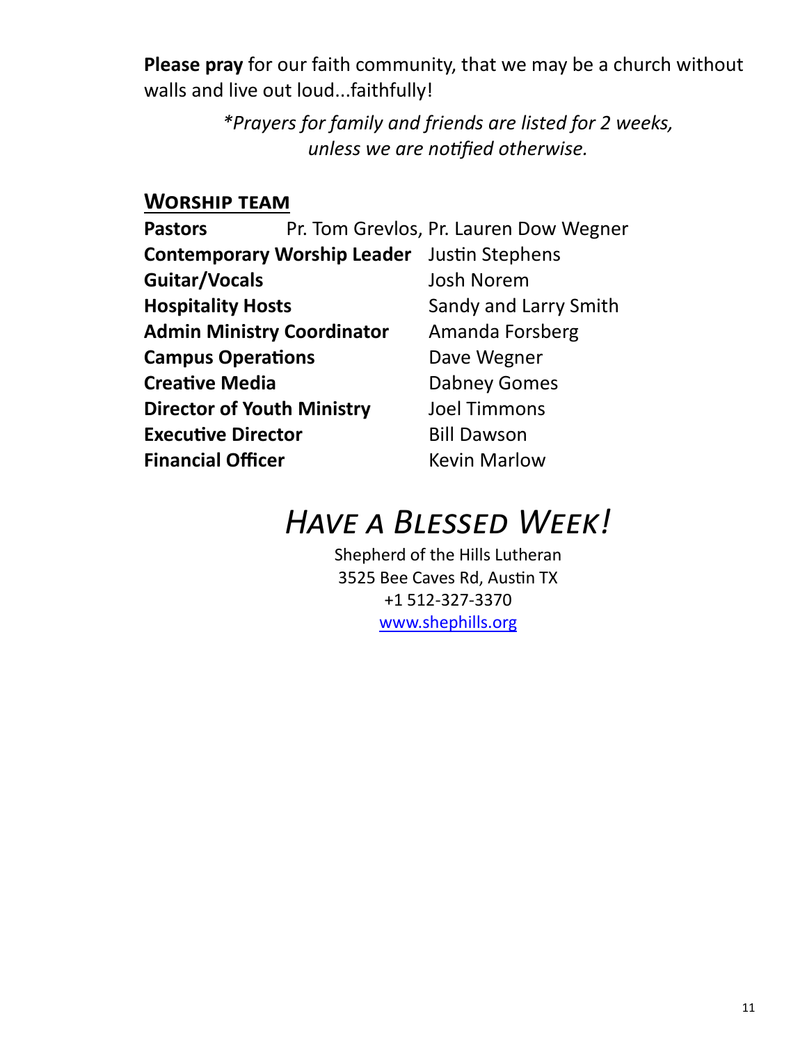**Please pray** for our faith community, that we may be a church without walls and live out loud...faithfully!

*\*Prayers for family and friends are listed for 2 weeks, unless we are notified otherwise.*

## Worship team

| | |
|---|---|
| **Pastors** | Pr. Tom Grevlos, Pr. Lauren Dow Wegner |
| **Contemporary Worship Leader** | Justin Stephens |
| **Guitar/Vocals** | Josh Norem |
| **Hospitality Hosts** | Sandy and Larry Smith |
| **Admin Ministry Coordinator** | Amanda Forsberg |
| **Campus Operations** | Dave Wegner |
| **Creative Media** | Dabney Gomes |
| **Director of Youth Ministry** | Joel Timmons |
| **Executive Director** | Bill Dawson |
| **Financial Officer** | Kevin Marlow |

# *Have a Blessed Week!*

Shepherd of the Hills Lutheran
3525 Bee Caves Rd, Austin TX
+1 512-327-3370
[www.shephills.org](http://www.shephills.org)